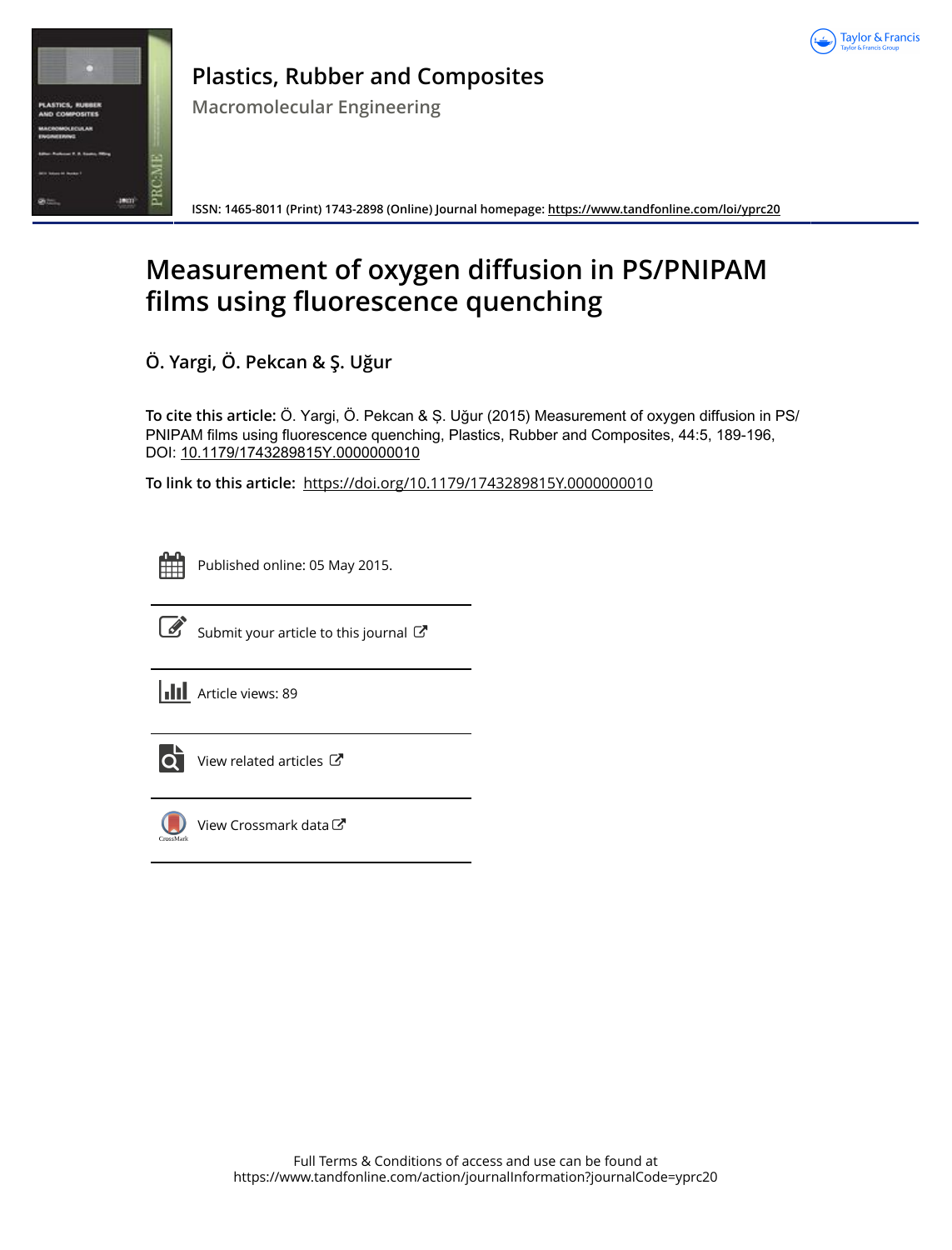# Plastics, Rubber and Composites

## Macromolecular Engineering

ISSN: 1465-8011 (Print) 1743-2898 (Online) Journal homepage: https://www.tandfonline.com/loi/yprc20

# Measurement of oxygen diffusion in PS/PNIPAM films using fluorescence quenching

**Ö. Yargi, Ö. Pekcan & Ş. Uğur**

**To cite this article:** Ö. Yargi, Ö. Pekcan & Ş. Uğur (2015) Measurement of oxygen diffusion in PS/PNIPAM films using fluorescence quenching, Plastics, Rubber and Composites, 44:5, 189-196, DOI: 10.1179/1743289815Y.0000000010

**To link to this article:** https://doi.org/10.1179/1743289815Y.0000000010

Published online: 05 May 2015.

Submit your article to this journal

Article views: 89

View related articles

View Crossmark data

Full Terms & Conditions of access and use can be found at https://www.tandfonline.com/action/journalInformation?journalCode=yprc20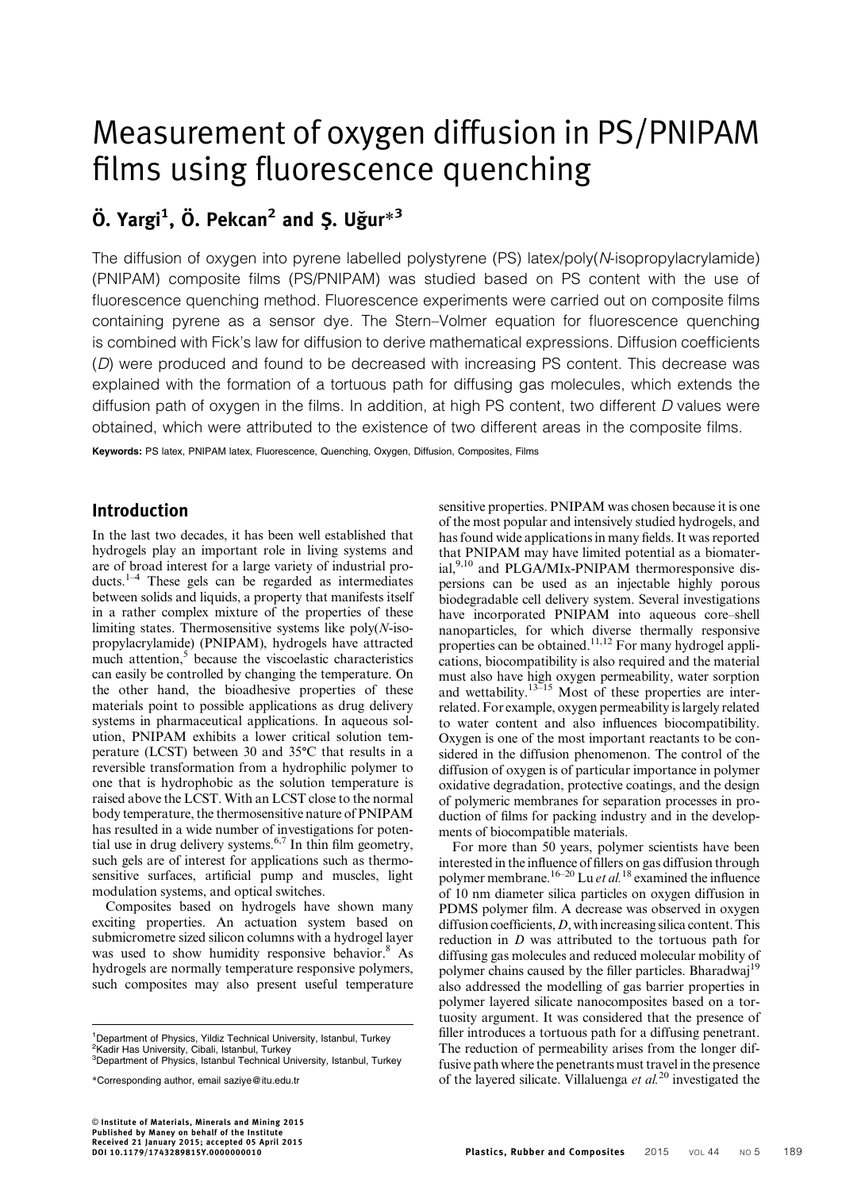# Measurement of oxygen diffusion in PS/PNIPAM films using fluorescence quenching

## Ö. Yargi[1], Ö. Pekcan[2] and Ş. Uğur*[3]

The diffusion of oxygen into pyrene labelled polystyrene (PS) latex/poly(*N*-isopropylacrylamide) (PNIPAM) composite films (PS/PNIPAM) was studied based on PS content with the use of fluorescence quenching method. Fluorescence experiments were carried out on composite films containing pyrene as a sensor dye. The Stern–Volmer equation for fluorescence quenching is combined with Fick's law for diffusion to derive mathematical expressions. Diffusion coefficients ($D$) were produced and found to be decreased with increasing PS content. This decrease was explained with the formation of a tortuous path for diffusing gas molecules, which extends the diffusion path of oxygen in the films. In addition, at high PS content, two different $D$ values were obtained, which were attributed to the existence of two different areas in the composite films.

**Keywords:** PS latex, PNIPAM latex, Fluorescence, Quenching, Oxygen, Diffusion, Composites, Films

## Introduction

In the last two decades, it has been well established that hydrogels play an important role in living systems and are of broad interest for a large variety of industrial products.[1–4] These gels can be regarded as intermediates between solids and liquids, a property that manifests itself in a rather complex mixture of the properties of these limiting states. Thermosensitive systems like poly(*N*-isopropylacrylamide) (PNIPAM), hydrogels have attracted much attention,[5] because the viscoelastic characteristics can easily be controlled by changing the temperature. On the other hand, the bioadhesive properties of these materials point to possible applications as drug delivery systems in pharmaceutical applications. In aqueous solution, PNIPAM exhibits a lower critical solution temperature (LCST) between 30 and 35°C that results in a reversible transformation from a hydrophilic polymer to one that is hydrophobic as the solution temperature is raised above the LCST. With an LCST close to the normal body temperature, the thermosensitive nature of PNIPAM has resulted in a wide number of investigations for potential use in drug delivery systems.[6,7] In thin film geometry, such gels are of interest for applications such as thermosensitive surfaces, artificial pump and muscles, light modulation systems, and optical switches.

Composites based on hydrogels have shown many exciting properties. An actuation system based on submicrometre sized silicon columns with a hydrogel layer was used to show humidity responsive behavior.[8] As hydrogels are normally temperature responsive polymers, such composites may also present useful temperature sensitive properties. PNIPAM was chosen because it is one of the most popular and intensively studied hydrogels, and has found wide applications in many fields. It was reported that PNIPAM may have limited potential as a biomaterial,[9,10] and PLGA/MIx-PNIPAM thermoresponsive dispersions can be used as an injectable highly porous biodegradable cell delivery system. Several investigations have incorporated PNIPAM into aqueous core–shell nanoparticles, for which diverse thermally responsive properties can be obtained.[11,12] For many hydrogel applications, biocompatibility is also required and the material must also have high oxygen permeability, water sorption and wettability.[13–15] Most of these properties are interrelated. For example, oxygen permeability is largely related to water content and also influences biocompatibility. Oxygen is one of the most important reactants to be considered in the diffusion phenomenon. The control of the diffusion of oxygen is of particular importance in polymer oxidative degradation, protective coatings, and the design of polymeric membranes for separation processes in production of films for packing industry and in the developments of biocompatible materials.

For more than 50 years, polymer scientists have been interested in the influence of fillers on gas diffusion through polymer membrane.[16–20] Lu *et al.*[18] examined the influence of 10 nm diameter silica particles on oxygen diffusion in PDMS polymer film. A decrease was observed in oxygen diffusion coefficients, $D$, with increasing silica content. This reduction in $D$ was attributed to the tortuous path for diffusing gas molecules and reduced molecular mobility of polymer chains caused by the filler particles. Bharadwaj[19] also addressed the modelling of gas barrier properties in polymer layered silicate nanocomposites based on a tortuosity argument. It was considered that the presence of filler introduces a tortuous path for a diffusing penetrant. The reduction of permeability arises from the longer diffusive path where the penetrants must travel in the presence of the layered silicate. Villaluenga *et al.*[20] investigated the

[1]Department of Physics, Yildiz Technical University, Istanbul, Turkey
[2]Kadir Has University, Cibali, Istanbul, Turkey
[3]Department of Physics, Istanbul Technical University, Istanbul, Turkey

*Corresponding author, email saziye@itu.edu.tr

© Institute of Materials, Minerals and Mining 2015
Published by Maney on behalf of the Institute
Received 21 January 2015; accepted 05 April 2015
DOI 10.1179/1743289815Y.0000000010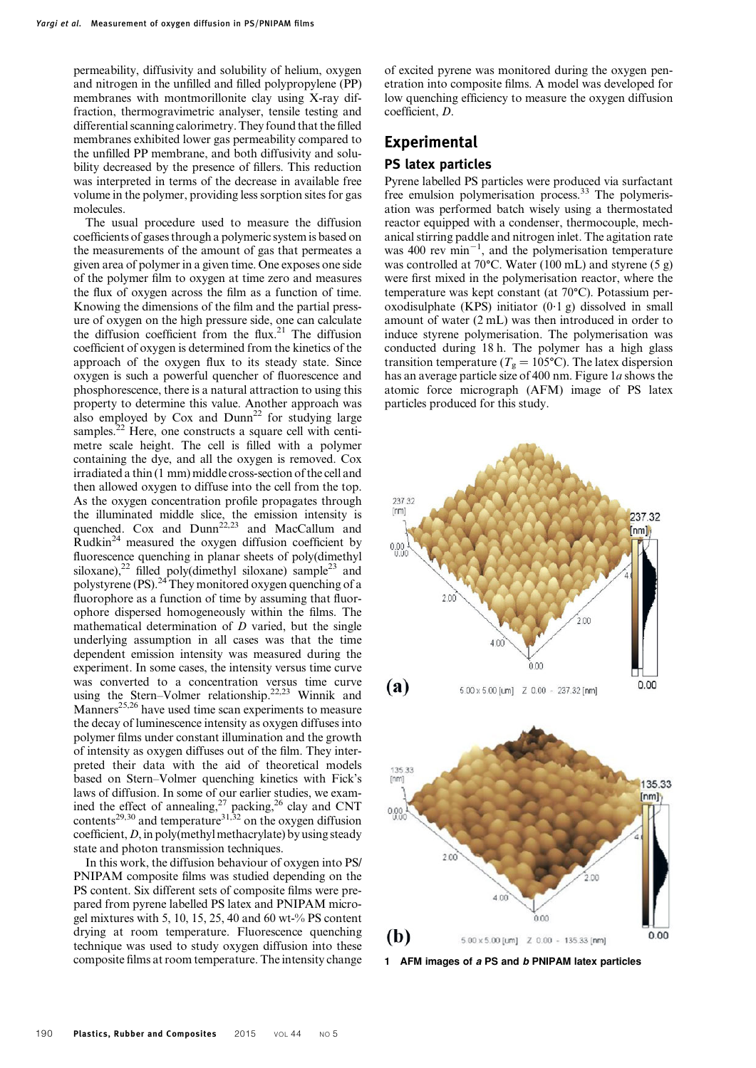permeability, diffusivity and solubility of helium, oxygen and nitrogen in the unfilled and filled polypropylene (PP) membranes with montmorillonite clay using X-ray diffraction, thermogravimetric analyser, tensile testing and differential scanning calorimetry. They found that the filled membranes exhibited lower gas permeability compared to the unfilled PP membrane, and both diffusivity and solubility decreased by the presence of fillers. This reduction was interpreted in terms of the decrease in available free volume in the polymer, providing less sorption sites for gas molecules.

The usual procedure used to measure the diffusion coefficients of gases through a polymeric system is based on the measurements of the amount of gas that permeates a given area of polymer in a given time. One exposes one side of the polymer film to oxygen at time zero and measures the flux of oxygen across the film as a function of time. Knowing the dimensions of the film and the partial pressure of oxygen on the high pressure side, one can calculate the diffusion coefficient from the flux.[21] The diffusion coefficient of oxygen is determined from the kinetics of the approach of the oxygen flux to its steady state. Since oxygen is such a powerful quencher of fluorescence and phosphorescence, there is a natural attraction to using this property to determine this value. Another approach was also employed by Cox and Dunn[22] for studying large samples.[22] Here, one constructs a square cell with centimetre scale height. The cell is filled with a polymer containing the dye, and all the oxygen is removed. Cox irradiated a thin (1 mm) middle cross-section of the cell and then allowed oxygen to diffuse into the cell from the top. As the oxygen concentration profile propagates through the illuminated middle slice, the emission intensity is quenched. Cox and Dunn[22,23] and MacCallum and Rudkin[24] measured the oxygen diffusion coefficient by fluorescence quenching in planar sheets of poly(dimethyl siloxane),[22] filled poly(dimethyl siloxane) sample[23] and polystyrene (PS).[24] They monitored oxygen quenching of a fluorophore as a function of time by assuming that fluorophore dispersed homogeneously within the films. The mathematical determination of $D$ varied, but the single underlying assumption in all cases was that the time dependent emission intensity was measured during the experiment. In some cases, the intensity versus time curve was converted to a concentration versus time curve using the Stern–Volmer relationship.[22,23] Winnik and Manners[25,26] have used time scan experiments to measure the decay of luminescence intensity as oxygen diffuses into polymer films under constant illumination and the growth of intensity as oxygen diffuses out of the film. They interpreted their data with the aid of theoretical models based on Stern–Volmer quenching kinetics with Fick's laws of diffusion. In some of our earlier studies, we examined the effect of annealing,[27] packing,[26] clay and CNT contents[29,30] and temperature[31,32] on the oxygen diffusion coefficient, $D$, in poly(methyl methacrylate) by using steady state and photon transmission techniques.

In this work, the diffusion behaviour of oxygen into PS/PNIPAM composite films was studied depending on the PS content. Six different sets of composite films were prepared from pyrene labelled PS latex and PNIPAM microgel mixtures with 5, 10, 15, 25, 40 and 60 wt-% PS content drying at room temperature. Fluorescence quenching technique was used to study oxygen diffusion into these composite films at room temperature. The intensity change of excited pyrene was monitored during the oxygen penetration into composite films. A model was developed for low quenching efficiency to measure the oxygen diffusion coefficient, $D$.

## Experimental

### PS latex particles

Pyrene labelled PS particles were produced via surfactant free emulsion polymerisation process.[33] The polymerisation was performed batch wisely using a thermostated reactor equipped with a condenser, thermocouple, mechanical stirring paddle and nitrogen inlet. The agitation rate was 400 rev min$^{-1}$, and the polymerisation temperature was controlled at 70°C. Water (100 mL) and styrene (5 g) were first mixed in the polymerisation reactor, where the temperature was kept constant (at 70°C). Potassium peroxodisulphate (KPS) initiator (0·1 g) dissolved in small amount of water (2 mL) was then introduced in order to induce styrene polymerisation. The polymerisation was conducted during 18 h. The polymer has a high glass transition temperature ($T_g$ = 105°C). The latex dispersion has an average particle size of 400 nm. Figure 1*a* shows the atomic force micrograph (AFM) image of PS latex particles produced for this study.

**1 AFM images of *a* PS and *b* PNIPAM latex particles**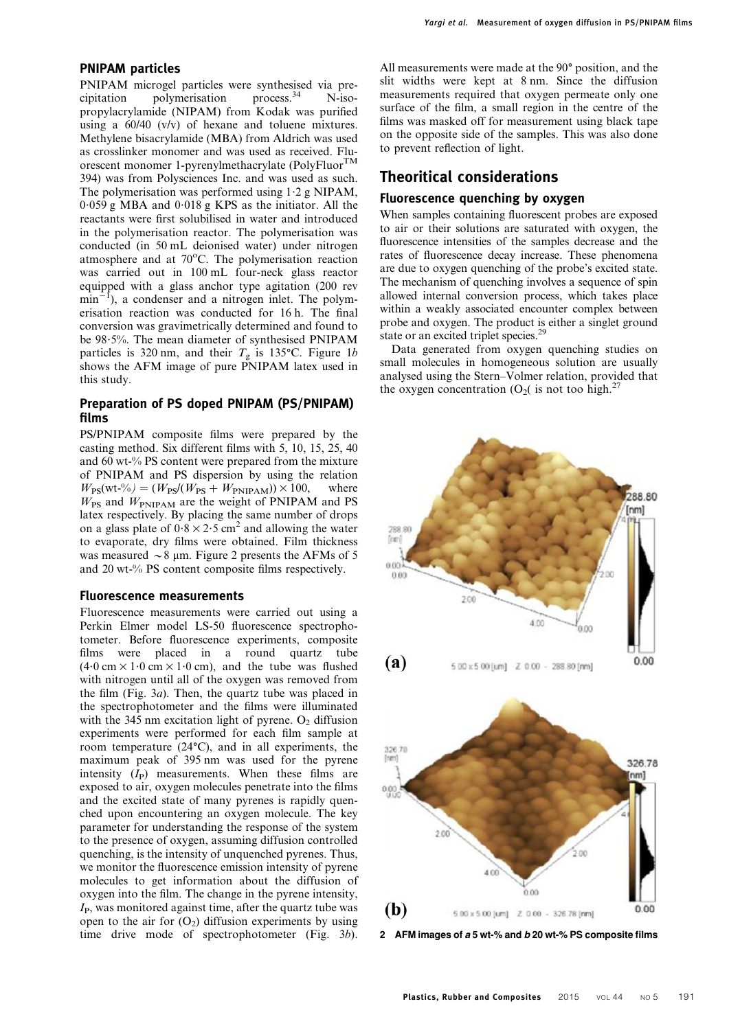### PNIPAM particles

PNIPAM microgel particles were synthesised via precipitation polymerisation process.[34] N-isopropylacrylamide (NIPAM) from Kodak was purified using a 60/40 (v/v) of hexane and toluene mixtures. Methylene bisacrylamide (MBA) from Aldrich was used as crosslinker monomer and was used as received. Fluorescent monomer 1-pyrenylmethacrylate (PolyFluor™ 394) was from Polysciences Inc. and was used as such. The polymerisation was performed using 1·2 g NIPAM, 0·059 g MBA and 0·018 g KPS as the initiator. All the reactants were first solubilised in water and introduced in the polymerisation reactor. The polymerisation was conducted (in 50 mL deionised water) under nitrogen atmosphere and at 70°C. The polymerisation reaction was carried out in 100 mL four-neck glass reactor equipped with a glass anchor type agitation (200 rev $min^{-1}$), a condenser and a nitrogen inlet. The polymerisation reaction was conducted for 16 h. The final conversion was gravimetrically determined and found to be 98·5%. The mean diameter of synthesised PNIPAM particles is 320 nm, and their $T_g$ is 135°C. Figure 1*b* shows the AFM image of pure PNIPAM latex used in this study.

### Preparation of PS doped PNIPAM (PS/PNIPAM) films

PS/PNIPAM composite films were prepared by the casting method. Six different films with 5, 10, 15, 25, 40 and 60 wt-% PS content were prepared from the mixture of PNIPAM and PS dispersion by using the relation $W_{PS}(\text{wt-}\%) = (W_{PS}/(W_{PS} + W_{PNIPAM})) \times 100$, where $W_{PS}$ and $W_{PNIPAM}$ are the weight of PNIPAM and PS latex respectively. By placing the same number of drops on a glass plate of $0{\cdot}8 \times 2{\cdot}5$ $cm^2$ and allowing the water to evaporate, dry films were obtained. Film thickness was measured ~8 μm. Figure 2 presents the AFMs of 5 and 20 wt-% PS content composite films respectively.

### Fluorescence measurements

Fluorescence measurements were carried out using a Perkin Elmer model LS-50 fluorescence spectrophotometer. Before fluorescence experiments, composite films were placed in a round quartz tube (4·0 cm × 1·0 cm × 1·0 cm), and the tube was flushed with nitrogen until all of the oxygen was removed from the film (Fig. 3*a*). Then, the quartz tube was placed in the spectrophotometer and the films were illuminated with the 345 nm excitation light of pyrene. $O_2$ diffusion experiments were performed for each film sample at room temperature (24°C), and in all experiments, the maximum peak of 395 nm was used for the pyrene intensity ($I_P$) measurements. When these films are exposed to air, oxygen molecules penetrate into the films and the excited state of many pyrenes is rapidly quenched upon encountering an oxygen molecule. The key parameter for understanding the response of the system to the presence of oxygen, assuming diffusion controlled quenching, is the intensity of unquenched pyrenes. Thus, we monitor the fluorescence emission intensity of pyrene molecules to get information about the diffusion of oxygen into the film. The change in the pyrene intensity, $I_P$, was monitored against time, after the quartz tube was open to the air for ($O_2$) diffusion experiments by using time drive mode of spectrophotometer (Fig. 3*b*). All measurements were made at the 90° position, and the slit widths were kept at 8 nm. Since the diffusion measurements required that oxygen permeate only one surface of the film, a small region in the centre of the films was masked off for measurement using black tape on the opposite side of the samples. This was also done to prevent reflection of light.

## Theoritical considerations

### Fluorescence quenching by oxygen

When samples containing fluorescent probes are exposed to air or their solutions are saturated with oxygen, the fluorescence intensities of the samples decrease and the rates of fluorescence decay increase. These phenomena are due to oxygen quenching of the probe's excited state. The mechanism of quenching involves a sequence of spin allowed internal conversion process, which takes place within a weakly associated encounter complex between probe and oxygen. The product is either a singlet ground state or an excited triplet species.[29]

Data generated from oxygen quenching studies on small molecules in homogeneous solution are usually analysed using the Stern–Volmer relation, provided that the oxygen concentration ($O_2$( is not too high.[27]

2 AFM images of *a* 5 wt-% and *b* 20 wt-% PS composite films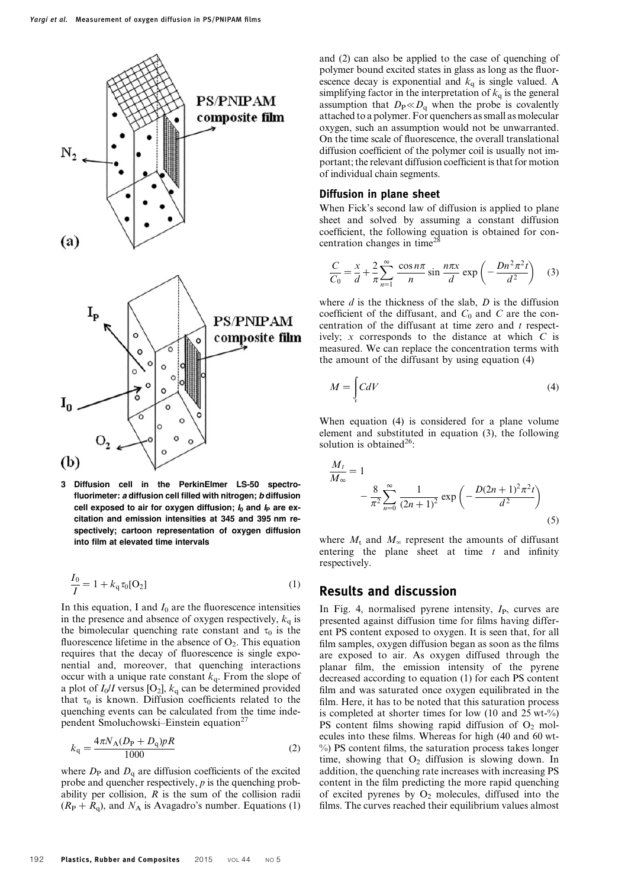3 Diffusion cell in the PerkinElmer LS-50 spectrofluorimeter: *a* diffusion cell filled with nitrogen; *b* diffusion cell exposed to air for oxygen diffusion; $I_0$ and $I_P$ are excitation and emission intensities at 345 and 395 nm respectively; cartoon representation of oxygen diffusion into film at elevated time intervals

$$\frac{I_0}{I} = 1 + k_q \tau_0 [O_2] \tag{1}$$

In this equation, I and $I_0$ are the fluorescence intensities in the presence and absence of oxygen respectively, $k_q$ is the bimolecular quenching rate constant and $\tau_0$ is the fluorescence lifetime in the absence of $O_2$. This equation requires that the decay of fluorescence is single exponential and, moreover, that quenching interactions occur with a unique rate constant $k_q$. From the slope of a plot of $I_0/I$ versus $[O_2]$, $k_q$ can be determined provided that $\tau_0$ is known. Diffusion coefficients related to the quenching events can be calculated from the time independent Smoluchowski–Einstein equation[27]

$$k_q = \frac{4\pi N_A (D_P + D_q) p R}{1000} \tag{2}$$

where $D_P$ and $D_q$ are diffusion coefficients of the excited probe and quencher respectively, $p$ is the quenching probability per collision, $R$ is the sum of the collision radii $(R_P + R_q)$, and $N_A$ is Avagadro's number. Equations (1) and (2) can also be applied to the case of quenching of polymer bound excited states in glass as long as the fluorescence decay is exponential and $k_q$ is single valued. A simplifying factor in the interpretation of $k_q$ is the general assumption that $D_P \ll D_q$ when the probe is covalently attached to a polymer. For quenchers as small as molecular oxygen, such an assumption would not be unwarranted. On the time scale of fluorescence, the overall translational diffusion coefficient of the polymer coil is usually not important; the relevant diffusion coefficient is that for motion of individual chain segments.

### Diffusion in plane sheet

When Fick's second law of diffusion is applied to plane sheet and solved by assuming a constant diffusion coefficient, the following equation is obtained for concentration changes in time[28]

$$\frac{C}{C_0} = \frac{x}{d} + \frac{2}{\pi}\sum_{n=1}^{\infty} \frac{\cos n\pi}{n} \sin\frac{n\pi x}{d} \exp\left(-\frac{Dn^2\pi^2 t}{d^2}\right) \tag{3}$$

where $d$ is the thickness of the slab, $D$ is the diffusion coefficient of the diffusant, and $C_0$ and $C$ are the concentration of the diffusant at time zero and $t$ respectively; $x$ corresponds to the distance at which $C$ is measured. We can replace the concentration terms with the amount of the diffusant by using equation (4)

$$M = \int_v C dV \tag{4}$$

When equation (4) is considered for a plane volume element and substituted in equation (3), the following solution is obtained[26]:

$$\frac{M_t}{M_\infty} = 1 - \frac{8}{\pi^2}\sum_{n=0}^{\infty} \frac{1}{(2n+1)^2} \exp\left(-\frac{D(2n+1)^2\pi^2 t}{d^2}\right) \tag{5}$$

where $M_t$ and $M_\infty$ represent the amounts of diffusant entering the plane sheet at time $t$ and infinity respectively.

## Results and discussion

In Fig. 4, normalised pyrene intensity, $I_P$, curves are presented against diffusion time for films having different PS content exposed to oxygen. It is seen that, for all film samples, oxygen diffusion began as soon as the films are exposed to air. As oxygen diffused through the planar film, the emission intensity of the pyrene decreased according to equation (1) for each PS content film and was saturated once oxygen equilibrated in the film. Here, it has to be noted that this saturation process is completed at shorter times for low (10 and 25 wt-%) PS content films showing rapid diffusion of $O_2$ molecules into these films. Whereas for high (40 and 60 wt-%) PS content films, the saturation process takes longer time, showing that $O_2$ diffusion is slowing down. In addition, the quenching rate increases with increasing PS content in the film predicting the more rapid quenching of excited pyrenes by $O_2$ molecules, diffused into the films. The curves reached their equilibrium values almost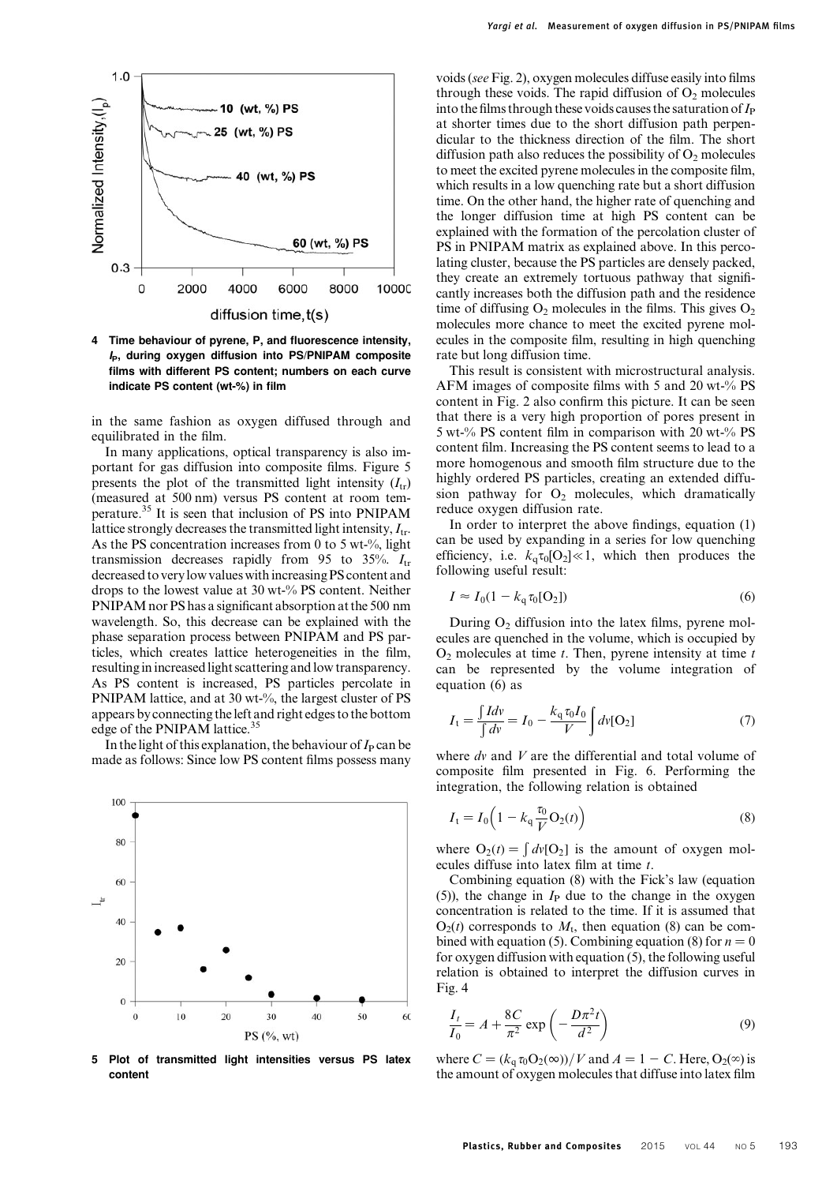4 Time behaviour of pyrene, P, and fluorescence intensity, $I_P$, during oxygen diffusion into PS/PNIPAM composite films with different PS content; numbers on each curve indicate PS content (wt-%) in film

in the same fashion as oxygen diffused through and equilibrated in the film.

In many applications, optical transparency is also important for gas diffusion into composite films. Figure 5 presents the plot of the transmitted light intensity ($I_{tr}$) (measured at 500 nm) versus PS content at room temperature.[35] It is seen that inclusion of PS into PNIPAM lattice strongly decreases the transmitted light intensity, $I_{tr}$. As the PS concentration increases from 0 to 5 wt-%, light transmission decreases rapidly from 95 to 35%. $I_{tr}$ decreased to very low values with increasing PS content and drops to the lowest value at 30 wt-% PS content. Neither PNIPAM nor PS has a significant absorption at the 500 nm wavelength. So, this decrease can be explained with the phase separation process between PNIPAM and PS particles, which creates lattice heterogeneities in the film, resulting in increased light scattering and low transparency. As PS content is increased, PS particles percolate in PNIPAM lattice, and at 30 wt-%, the largest cluster of PS appears by connecting the left and right edges to the bottom edge of the PNIPAM lattice.[35]

In the light of this explanation, the behaviour of $I_P$ can be made as follows: Since low PS content films possess many voids (*see* Fig. 2), oxygen molecules diffuse easily into films through these voids. The rapid diffusion of $O_2$ molecules into the films through these voids causes the saturation of $I_P$ at shorter times due to the short diffusion path perpendicular to the thickness direction of the film. The short diffusion path also reduces the possibility of $O_2$ molecules to meet the excited pyrene molecules in the composite film, which results in a low quenching rate but a short diffusion time. On the other hand, the higher rate of quenching and the longer diffusion time at high PS content can be explained with the formation of the percolation cluster of PS in PNIPAM matrix as explained above. In this percolating cluster, because the PS particles are densely packed, they create an extremely tortuous pathway that significantly increases both the diffusion path and the residence time of diffusing $O_2$ molecules in the films. This gives $O_2$ molecules more chance to meet the excited pyrene molecules in the composite film, resulting in high quenching rate but long diffusion time.

5 Plot of transmitted light intensities versus PS latex content

This result is consistent with microstructural analysis. AFM images of composite films with 5 and 20 wt-% PS content in Fig. 2 also confirm this picture. It can be seen that there is a very high proportion of pores present in 5 wt-% PS content film in comparison with 20 wt-% PS content film. Increasing the PS content seems to lead to a more homogenous and smooth film structure due to the highly ordered PS particles, creating an extended diffusion pathway for $O_2$ molecules, which dramatically reduce oxygen diffusion rate.

In order to interpret the above findings, equation (1) can be used by expanding in a series for low quenching efficiency, i.e. $k_q\tau_0[O_2]\ll 1$, which then produces the following useful result:

$$I \approx I_0(1 - k_q\tau_0[O_2]) \tag{6}$$

During $O_2$ diffusion into the latex films, pyrene molecules are quenched in the volume, which is occupied by $O_2$ molecules at time $t$. Then, pyrene intensity at time $t$ can be represented by the volume integration of equation (6) as

$$I_t = \frac{\int I dv}{\int dv} = I_0 - \frac{k_q\tau_0 I_0}{V}\int dv[O_2] \tag{7}$$

where $dv$ and $V$ are the differential and total volume of composite film presented in Fig. 6. Performing the integration, the following relation is obtained

$$I_t = I_0\left(1 - k_q\frac{\tau_0}{V}O_2(t)\right) \tag{8}$$

where $O_2(t) = \int dv[O_2]$ is the amount of oxygen molecules diffuse into latex film at time $t$.

Combining equation (8) with the Fick's law (equation (5)), the change in $I_P$ due to the change in the oxygen concentration is related to the time. If it is assumed that $O_2(t)$ corresponds to $M_t$, then equation (8) can be combined with equation (5). Combining equation (8) for $n = 0$ for oxygen diffusion with equation (5), the following useful relation is obtained to interpret the diffusion curves in Fig. 4

$$\frac{I_t}{I_0} = A + \frac{8C}{\pi^2}\exp\left(-\frac{D\pi^2 t}{d^2}\right) \tag{9}$$

where $C = (k_q\tau_0 O_2(\infty))/V$ and $A = 1 - C$. Here, $O_2(\infty)$ is the amount of oxygen molecules that diffuse into latex film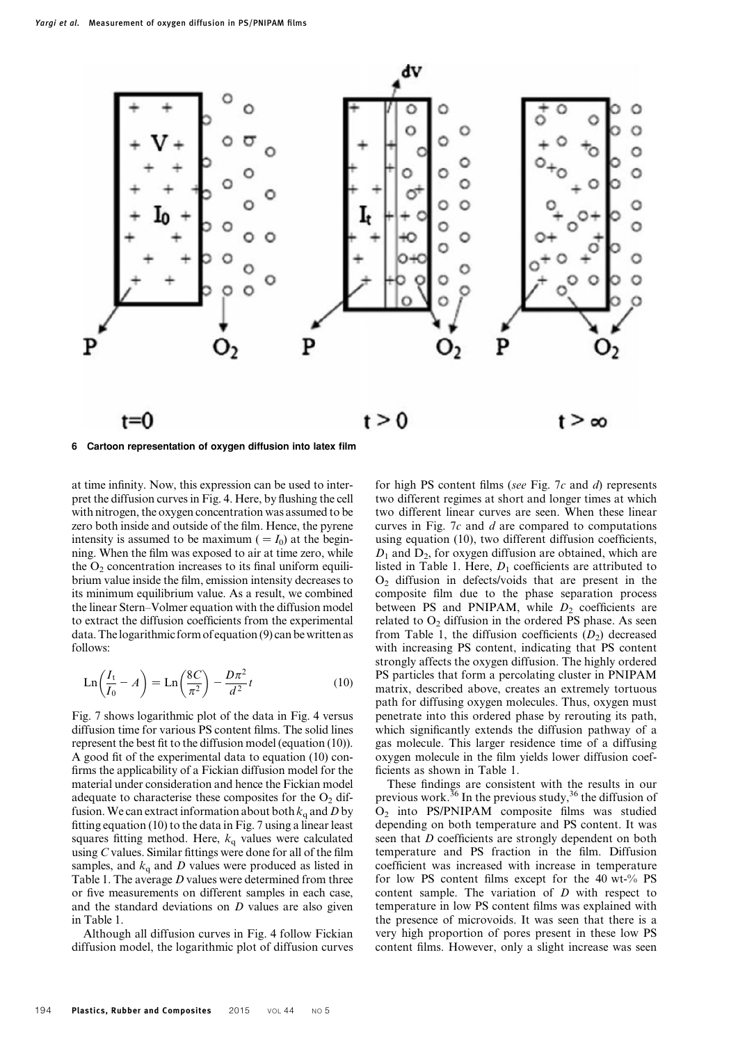6 Cartoon representation of oxygen diffusion into latex film

at time infinity. Now, this expression can be used to interpret the diffusion curves in Fig. 4. Here, by flushing the cell with nitrogen, the oxygen concentration was assumed to be zero both inside and outside of the film. Hence, the pyrene intensity is assumed to be maximum ($=I_0$) at the beginning. When the film was exposed to air at time zero, while the $O_2$ concentration increases to its final uniform equilibrium value inside the film, emission intensity decreases to its minimum equilibrium value. As a result, we combined the linear Stern–Volmer equation with the diffusion model to extract the diffusion coefficients from the experimental data. The logarithmic form of equation (9) can be written as follows:

$$\mathrm{Ln}\left(\frac{I_t}{I_0} - A\right) = \mathrm{Ln}\left(\frac{8C}{\pi^2}\right) - \frac{D\pi^2}{d^2}t \tag{10}$$

Fig. 7 shows logarithmic plot of the data in Fig. 4 versus diffusion time for various PS content films. The solid lines represent the best fit to the diffusion model (equation (10)). A good fit of the experimental data to equation (10) confirms the applicability of a Fickian diffusion model for the material under consideration and hence the Fickian model adequate to characterise these composites for the $O_2$ diffusion. We can extract information about both $k_q$ and $D$ by fitting equation (10) to the data in Fig. 7 using a linear least squares fitting method. Here, $k_q$ values were calculated using $C$ values. Similar fittings were done for all of the film samples, and $k_q$ and $D$ values were produced as listed in Table 1. The average $D$ values were determined from three or five measurements on different samples in each case, and the standard deviations on $D$ values are also given in Table 1.

Although all diffusion curves in Fig. 4 follow Fickian diffusion model, the logarithmic plot of diffusion curves for high PS content films (*see* Fig. 7*c* and *d*) represents two different regimes at short and longer times at which two different linear curves are seen. When these linear curves in Fig. 7*c* and *d* are compared to computations using equation (10), two different diffusion coefficients, $D_1$ and $D_2$, for oxygen diffusion are obtained, which are listed in Table 1. Here, $D_1$ coefficients are attributed to $O_2$ diffusion in defects/voids that are present in the composite film due to the phase separation process between PS and PNIPAM, while $D_2$ coefficients are related to $O_2$ diffusion in the ordered PS phase. As seen from Table 1, the diffusion coefficients ($D_2$) decreased with increasing PS content, indicating that PS content strongly affects the oxygen diffusion. The highly ordered PS particles that form a percolating cluster in PNIPAM matrix, described above, creates an extremely tortuous path for diffusing oxygen molecules. Thus, oxygen must penetrate into this ordered phase by rerouting its path, which significantly extends the diffusion pathway of a gas molecule. This larger residence time of a diffusing oxygen molecule in the film yields lower diffusion coefficients as shown in Table 1.

These findings are consistent with the results in our previous work.[36] In the previous study,[36] the diffusion of $O_2$ into PS/PNIPAM composite films was studied depending on both temperature and PS content. It was seen that $D$ coefficients are strongly dependent on both temperature and PS fraction in the film. Diffusion coefficient was increased with increase in temperature for low PS content films except for the 40 wt-% PS content sample. The variation of $D$ with respect to temperature in low PS content films was explained with the presence of microvoids. It was seen that there is a very high proportion of pores present in these low PS content films. However, only a slight increase was seen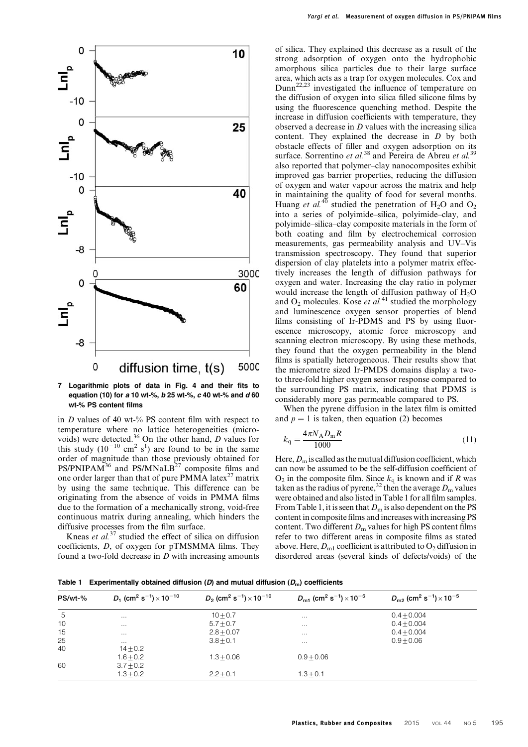7 Logarithmic plots of data in Fig. 4 and their fits to equation (10) for *a* 10 wt-%, *b* 25 wt-%, *c* 40 wt-% and *d* 60 wt-% PS content films

in *D* values of 40 wt-% PS content film with respect to temperature where no lattice heterogeneities (microvoids) were detected.[36] On the other hand, *D* values for this study ($10^{-10}$ cm$^2$ s$^1$) are found to be in the same order of magnitude than those previously obtained for PS/PNIPAM[36] and PS/MNaLB[27] composite films and one order larger than that of pure PMMA latex[27] matrix by using the same technique. This difference can be originating from the absence of voids in PMMA films due to the formation of a mechanically strong, void-free continuous matrix during annealing, which hinders the diffusive processes from the film surface.

Kneas *et al.*[37] studied the effect of silica on diffusion coefficients, *D*, of oxygen for pTMSMMA films. They found a two-fold decrease in *D* with increasing amounts of silica. They explained this decrease as a result of the strong adsorption of oxygen onto the hydrophobic amorphous silica particles due to their large surface area, which acts as a trap for oxygen molecules. Cox and Dunn[22,23] investigated the influence of temperature on the diffusion of oxygen into silica filled silicone films by using the fluorescence quenching method. Despite the increase in diffusion coefficients with temperature, they observed a decrease in *D* values with the increasing silica content. They explained the decrease in *D* by both obstacle effects of filler and oxygen adsorption on its surface. Sorrentino *et al.*[38] and Pereira de Abreu *et al.*[39] also reported that polymer–clay nanocomposites exhibit improved gas barrier properties, reducing the diffusion of oxygen and water vapour across the matrix and help in maintaining the quality of food for several months. Huang *et al.*[40] studied the penetration of $H_2O$ and $O_2$ into a series of polyimide–silica, polyimide–clay, and polyimide–silica–clay composite materials in the form of both coating and film by electrochemical corrosion measurements, gas permeability analysis and UV–Vis transmission spectroscopy. They found that superior dispersion of clay platelets into a polymer matrix effectively increases the length of diffusion pathways for oxygen and water. Increasing the clay ratio in polymer would increase the length of diffusion pathway of $H_2O$ and $O_2$ molecules. Kose *et al.*[41] studied the morphology and luminescence oxygen sensor properties of blend films consisting of Ir-PDMS and PS by using fluorescence microscopy, atomic force microscopy and scanning electron microscopy. By using these methods, they found that the oxygen permeability in the blend films is spatially heterogeneous. Their results show that the micrometre sized Ir-PMDS domains display a two- to three-fold higher oxygen sensor response compared to the surrounding PS matrix, indicating that PDMS is considerably more gas permeable compared to PS.

When the pyrene diffusion in the latex film is omitted and $p = 1$ is taken, then equation (2) becomes

$$k_q = \frac{4\pi N_A D_m R}{1000} \tag{11}$$

Here, $D_m$ is called as the mutual diffusion coefficient, which can now be assumed to be the self-diffusion coefficient of $O_2$ in the composite film. Since $k_q$ is known and if $R$ was taken as the radius of pyrene,[32] then the average $D_m$ values were obtained and also listed in Table 1 for all film samples. From Table 1, it is seen that $D_m$ is also dependent on the PS content in composite films and increases with increasing PS content. Two different $D_m$ values for high PS content films refer to two different areas in composite films as stated above. Here, $D_{m1}$ coefficient is attributed to $O_2$ diffusion in disordered areas (several kinds of defects/voids) of the

Table 1 Experimentally obtained diffusion ($D$) and mutual diffusion ($D_m$) coefficients

| PS/wt-% | $D_1$ (cm$^2$ s$^{-1}$)$\times 10^{-10}$ | $D_2$ (cm$^2$ s$^{-1}$)$\times 10^{-10}$ | $D_{m1}$ (cm$^2$ s$^{-1}$)$\times 10^{-5}$ | $D_{m2}$ (cm$^2$ s$^{-1}$)$\times 10^{-5}$ |
|---|---|---|---|---|
| 5 | ... | 10±0.7 | ... | 0.4±0.004 |
| 10 | ... | 5.7±0.7 | ... | 0.4±0.004 |
| 15 | ... | 2.8±0.07 | ... | 0.4±0.004 |
| 25 | ... | 3.8±0.1 | ... | 0.9±0.06 |
| 40 | 14±0.2 | | | |
| | 1.6±0.2 | 1.3±0.06 | 0.9±0.06 | |
| 60 | 3.7±0.2 | | | |
| | 1.3±0.2 | 2.2±0.1 | 1.3±0.1 | |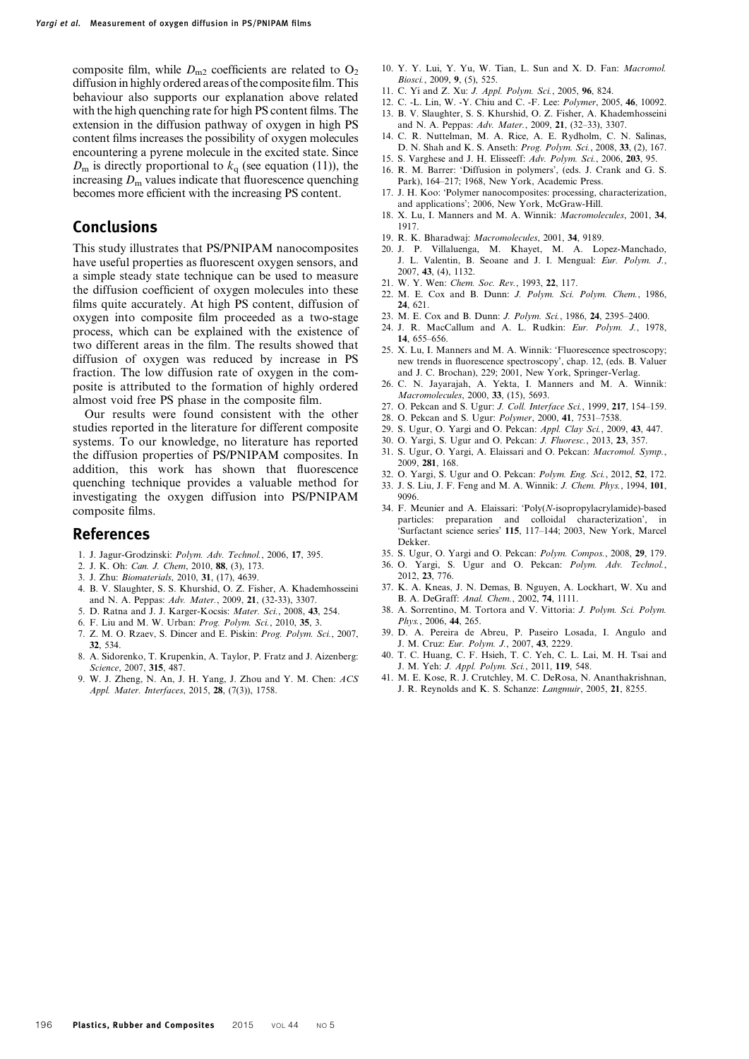composite film, while $D_{m2}$ coefficients are related to $O_2$ diffusion in highly ordered areas of the composite film. This behaviour also supports our explanation above related with the high quenching rate for high PS content films. The extension in the diffusion pathway of oxygen in high PS content films increases the possibility of oxygen molecules encountering a pyrene molecule in the excited state. Since $D_m$ is directly proportional to $k_q$ (see equation (11)), the increasing $D_m$ values indicate that fluorescence quenching becomes more efficient with the increasing PS content.

## Conclusions

This study illustrates that PS/PNIPAM nanocomposites have useful properties as fluorescent oxygen sensors, and a simple steady state technique can be used to measure the diffusion coefficient of oxygen molecules into these films quite accurately. At high PS content, diffusion of oxygen into composite film proceeded as a two-stage process, which can be explained with the existence of two different areas in the film. The results showed that diffusion of oxygen was reduced by increase in PS fraction. The low diffusion rate of oxygen in the composite is attributed to the formation of highly ordered almost void free PS phase in the composite film.

Our results were found consistent with the other studies reported in the literature for different composite systems. To our knowledge, no literature has reported the diffusion properties of PS/PNIPAM composites. In addition, this work has shown that fluorescence quenching technique provides a valuable method for investigating the oxygen diffusion into PS/PNIPAM composite films.

## References

1. J. Jagur-Grodzinski: *Polym. Adv. Technol.*, 2006, **17**, 395.
2. J. K. Oh: *Can. J. Chem*, 2010, **88**, (3), 173.
3. J. Zhu: *Biomaterials*, 2010, **31**, (17), 4639.
4. B. V. Slaughter, S. S. Khurshid, O. Z. Fisher, A. Khademhosseini and N. A. Peppas: *Adv. Mater.*, 2009, **21**, (32-33), 3307.
5. D. Ratna and J. J. Karger-Kocsis: *Mater. Sci.*, 2008, **43**, 254.
6. F. Liu and M. W. Urban: *Prog. Polym. Sci.*, 2010, **35**, 3.
7. Z. M. O. Rzaev, S. Dincer and E. Piskin: *Prog. Polym. Sci.*, 2007, **32**, 534.
8. A. Sidorenko, T. Krupenkin, A. Taylor, P. Fratz and J. Aizenberg: *Science*, 2007, **315**, 487.
9. W. J. Zheng, N. An, J. H. Yang, J. Zhou and Y. M. Chen: *ACS Appl. Mater. Interfaces*, 2015, **28**, (7(3)), 1758.
10. Y. Y. Lui, Y. Yu, W. Tian, L. Sun and X. D. Fan: *Macromol. Biosci.*, 2009, **9**, (5), 525.
11. C. Yi and Z. Xu: *J. Appl. Polym. Sci.*, 2005, **96**, 824.
12. C. -L. Lin, W. -Y. Chiu and C. -F. Lee: *Polymer*, 2005, **46**, 10092.
13. B. V. Slaughter, S. S. Khurshid, O. Z. Fisher, A. Khademhosseini and N. A. Peppas: *Adv. Mater.*, 2009, **21**, (32–33), 3307.
14. C. R. Nuttelman, M. A. Rice, A. E. Rydholm, C. N. Salinas, D. N. Shah and K. S. Anseth: *Prog. Polym. Sci.*, 2008, **33**, (2), 167.
15. S. Varghese and J. H. Elisseeff: *Adv. Polym. Sci.*, 2006, **203**, 95.
16. R. M. Barrer: 'Diffusion in polymers', (eds. J. Crank and G. S. Park), 164–217; 1968, New York, Academic Press.
17. J. H. Koo: 'Polymer nanocomposites: processing, characterization, and applications'; 2006, New York, McGraw-Hill.
18. X. Lu, I. Manners and M. A. Winnik: *Macromolecules*, 2001, **34**, 1917.
19. R. K. Bharadwaj: *Macromolecules*, 2001, **34**, 9189.
20. J. P. Villaluenga, M. Khayet, M. A. Lopez-Manchado, J. L. Valentin, B. Seoane and J. I. Mengual: *Eur. Polym. J.*, 2007, **43**, (4), 1132.
21. W. Y. Wen: *Chem. Soc. Rev.*, 1993, **22**, 117.
22. M. E. Cox and B. Dunn: *J. Polym. Sci. Polym. Chem.*, 1986, **24**, 621.
23. M. E. Cox and B. Dunn: *J. Polym. Sci.*, 1986, **24**, 2395–2400.
24. J. R. MacCallum and A. L. Rudkin: *Eur. Polym. J.*, 1978, **14**, 655–656.
25. X. Lu, I. Manners and M. A. Winnik: 'Fluorescence spectroscopy; new trends in fluorescence spectroscopy', chap. 12, (eds. B. Valuer and J. C. Brochan), 229; 2001, New York, Springer-Verlag.
26. C. N. Jayarajah, A. Yekta, I. Manners and M. A. Winnik: *Macromolecules*, 2000, **33**, (15), 5693.
27. O. Pekcan and S. Ugur: *J. Coll. Interface Sci.*, 1999, **217**, 154–159.
28. O. Pekcan and S. Ugur: *Polymer*, 2000, **41**, 7531–7538.
29. S. Ugur, O. Yargi and O. Pekcan: *Appl. Clay Sci.*, 2009, **43**, 447.
30. O. Yargi, S. Ugur and O. Pekcan: *J. Fluoresc.*, 2013, **23**, 357.
31. S. Ugur, O. Yargi, A. Elaissari and O. Pekcan: *Macromol. Symp.*, 2009, **281**, 168.
32. O. Yargi, S. Ugur and O. Pekcan: *Polym. Eng. Sci.*, 2012, **52**, 172.
33. J. S. Liu, J. F. Feng and M. A. Winnik: *J. Chem. Phys.*, 1994, **101**, 9096.
34. F. Meunier and A. Elaissari: 'Poly(*N*-isopropylacrylamide)-based particles: preparation and colloidal characterization', in 'Surfactant science series' **115**, 117–144; 2003, New York, Marcel Dekker.
35. S. Ugur, O. Yargi and O. Pekcan: *Polym. Compos.*, 2008, **29**, 179.
36. O. Yargi, S. Ugur and O. Pekcan: *Polym. Adv. Technol.*, 2012, **23**, 776.
37. K. A. Kneas, J. N. Demas, B. Nguyen, A. Lockhart, W. Xu and B. A. DeGraff: *Anal. Chem.*, 2002, **74**, 1111.
38. A. Sorrentino, M. Tortora and V. Vittoria: *J. Polym. Sci. Polym. Phys.*, 2006, **44**, 265.
39. D. A. Pereira de Abreu, P. Paseiro Losada, I. Angulo and J. M. Cruz: *Eur. Polym. J.*, 2007, **43**, 2229.
40. T. C. Huang, C. F. Hsieh, T. C. Yeh, C. L. Lai, M. H. Tsai and J. M. Yeh: *J. Appl. Polym. Sci.*, 2011, **119**, 548.
41. M. E. Kose, R. J. Crutchley, M. C. DeRosa, N. Ananthakrishnan, J. R. Reynolds and K. S. Schanze: *Langmuir*, 2005, **21**, 8255.